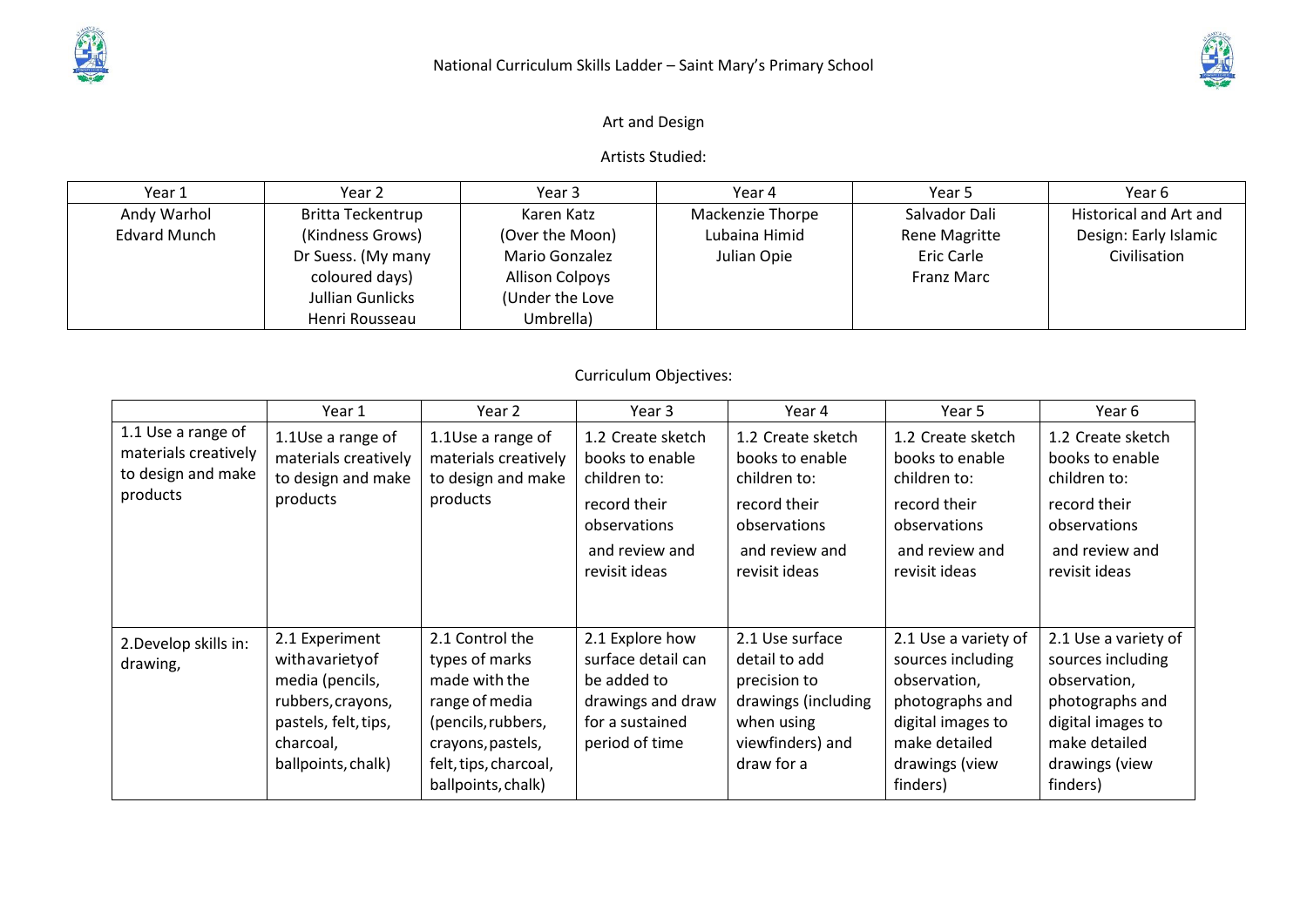National Curriculum Skills Ladder – Saint Mary's Primary School

# Art and Design

## Artists Studied:

| Year 1 | Year 2 | Year 3 | Year 4 | Year 5 | Year 6 |
|---|---|---|---|---|---|
| Andy Warhol<br>Edvard Munch | Britta Teckentrup (Kindness Grows)<br>Dr Suess. (My many coloured days)<br>Jullian Gunlicks<br>Henri Rousseau | Karen Katz (Over the Moon)<br>Mario Gonzalez<br>Allison Colpoys (Under the Love Umbrella) | Mackenzie Thorpe<br>Lubaina Himid<br>Julian Opie | Salvador Dali<br>Rene Magritte<br>Eric Carle<br>Franz Marc | Historical and Art and Design: Early Islamic Civilisation |

## Curriculum Objectives:

| | Year 1 | Year 2 | Year 3 | Year 4 | Year 5 | Year 6 |
|---|---|---|---|---|---|---|
| 1.1 Use a range of materials creatively to design and make products | 1.1Use a range of materials creatively to design and make products | 1.1Use a range of materials creatively to design and make products | 1.2 Create sketch books to enable children to:<br>record their observations<br>and review and revisit ideas | 1.2 Create sketch books to enable children to:<br>record their observations<br>and review and revisit ideas | 1.2 Create sketch books to enable children to:<br>record their observations<br>and review and revisit ideas | 1.2 Create sketch books to enable children to:<br>record their observations<br>and review and revisit ideas |
| 2.Develop skills in: drawing, | 2.1 Experiment withavarietyof media (pencils, rubbers, crayons, pastels, felt, tips, charcoal, ballpoints, chalk) | 2.1 Control the types of marks made with the range of media (pencils, rubbers, crayons, pastels, felt, tips, charcoal, ballpoints, chalk) | 2.1 Explore how surface detail can be added to drawings and draw for a sustained period of time | 2.1 Use surface detail to add precision to drawings (including when using viewfinders) and draw for a | 2.1 Use a variety of sources including observation, photographs and digital images to make detailed drawings (view finders) | 2.1 Use a variety of sources including observation, photographs and digital images to make detailed drawings (view finders) |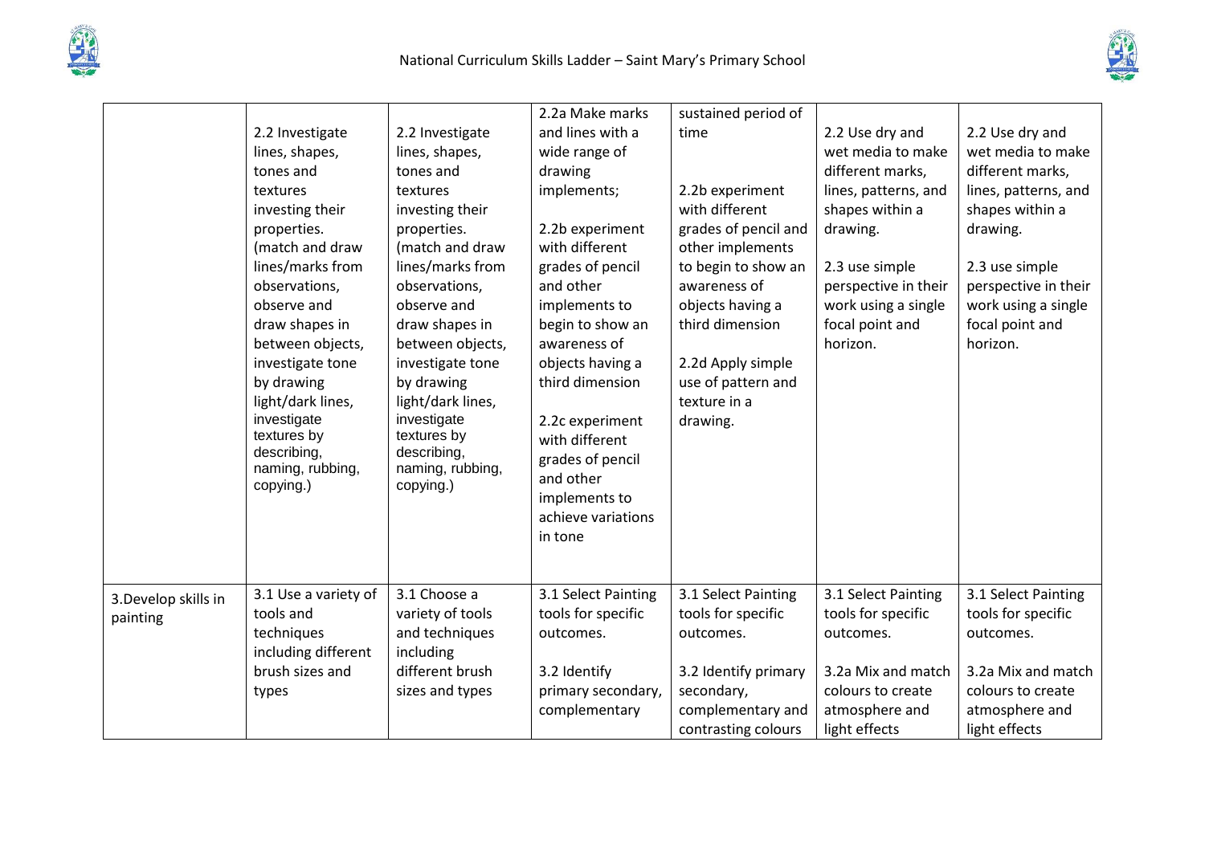| | | | | | | |
|---|---|---|---|---|---|---|
| | 2.2 Investigate lines, shapes, tones and textures investing their properties. (match and draw lines/marks from observations, observe and draw shapes in between objects, investigate tone by drawing light/dark lines, investigate textures by describing, naming, rubbing, copying.) | 2.2 Investigate lines, shapes, tones and textures investing their properties. (match and draw lines/marks from observations, observe and draw shapes in between objects, investigate tone by drawing light/dark lines, investigate textures by describing, naming, rubbing, copying.) | 2.2a Make marks and lines with a wide range of drawing implements;<br><br>2.2b experiment with different grades of pencil and other implements to begin to show an awareness of objects having a third dimension<br><br>2.2c experiment with different grades of pencil and other implements to achieve variations in tone | sustained period of time<br><br>2.2b experiment with different grades of pencil and other implements to begin to show an awareness of objects having a third dimension<br><br>2.2d Apply simple use of pattern and texture in a drawing. | 2.2 Use dry and wet media to make different marks, lines, patterns, and shapes within a drawing.<br><br>2.3 use simple perspective in their work using a single focal point and horizon. | 2.2 Use dry and wet media to make different marks, lines, patterns, and shapes within a drawing.<br><br>2.3 use simple perspective in their work using a single focal point and horizon. |
| 3.Develop skills in painting | 3.1 Use a variety of tools and techniques including different brush sizes and types | 3.1 Choose a variety of tools and techniques including different brush sizes and types | 3.1 Select Painting tools for specific outcomes.<br><br>3.2 Identify primary secondary, complementary | 3.1 Select Painting tools for specific outcomes.<br><br>3.2 Identify primary secondary, complementary and contrasting colours | 3.1 Select Painting tools for specific outcomes.<br><br>3.2a Mix and match colours to create atmosphere and light effects | 3.1 Select Painting tools for specific outcomes.<br><br>3.2a Mix and match colours to create atmosphere and light effects |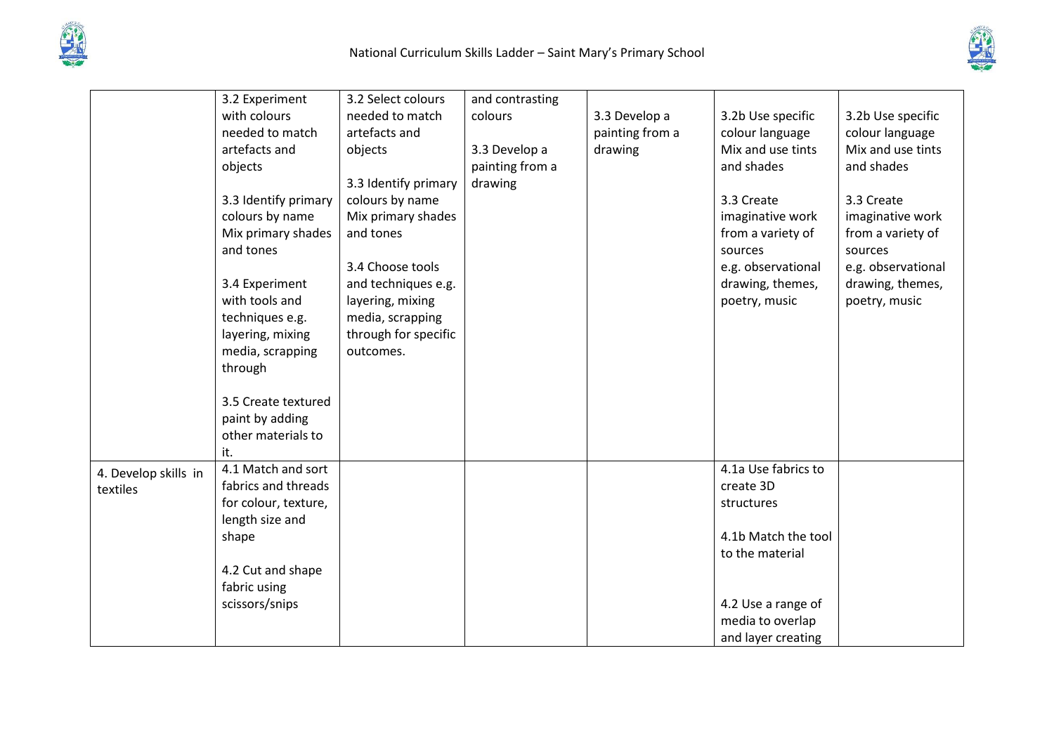| | | | | | | |
|---|---|---|---|---|---|---|
| | 3.2 Experiment with colours needed to match artefacts and objects<br><br>3.3 Identify primary colours by name Mix primary shades and tones<br><br>3.4 Experiment with tools and techniques e.g. layering, mixing media, scrapping through<br><br>3.5 Create textured paint by adding other materials to it. | 3.2 Select colours needed to match artefacts and objects<br><br>3.3 Identify primary colours by name Mix primary shades and tones<br><br>3.4 Choose tools and techniques e.g. layering, mixing media, scrapping through for specific outcomes. | and contrasting colours<br><br>3.3 Develop a painting from a drawing | 3.3 Develop a painting from a drawing | 3.2b Use specific colour language Mix and use tints and shades<br><br>3.3 Create imaginative work from a variety of sources e.g. observational drawing, themes, poetry, music | 3.2b Use specific colour language Mix and use tints and shades<br><br>3.3 Create imaginative work from a variety of sources e.g. observational drawing, themes, poetry, music |
| 4. Develop skills in textiles | 4.1 Match and sort fabrics and threads for colour, texture, length size and shape<br><br>4.2 Cut and shape fabric using scissors/snips | | | | 4.1a Use fabrics to create 3D structures<br><br>4.1b Match the tool to the material<br><br>4.2 Use a range of media to overlap and layer creating | |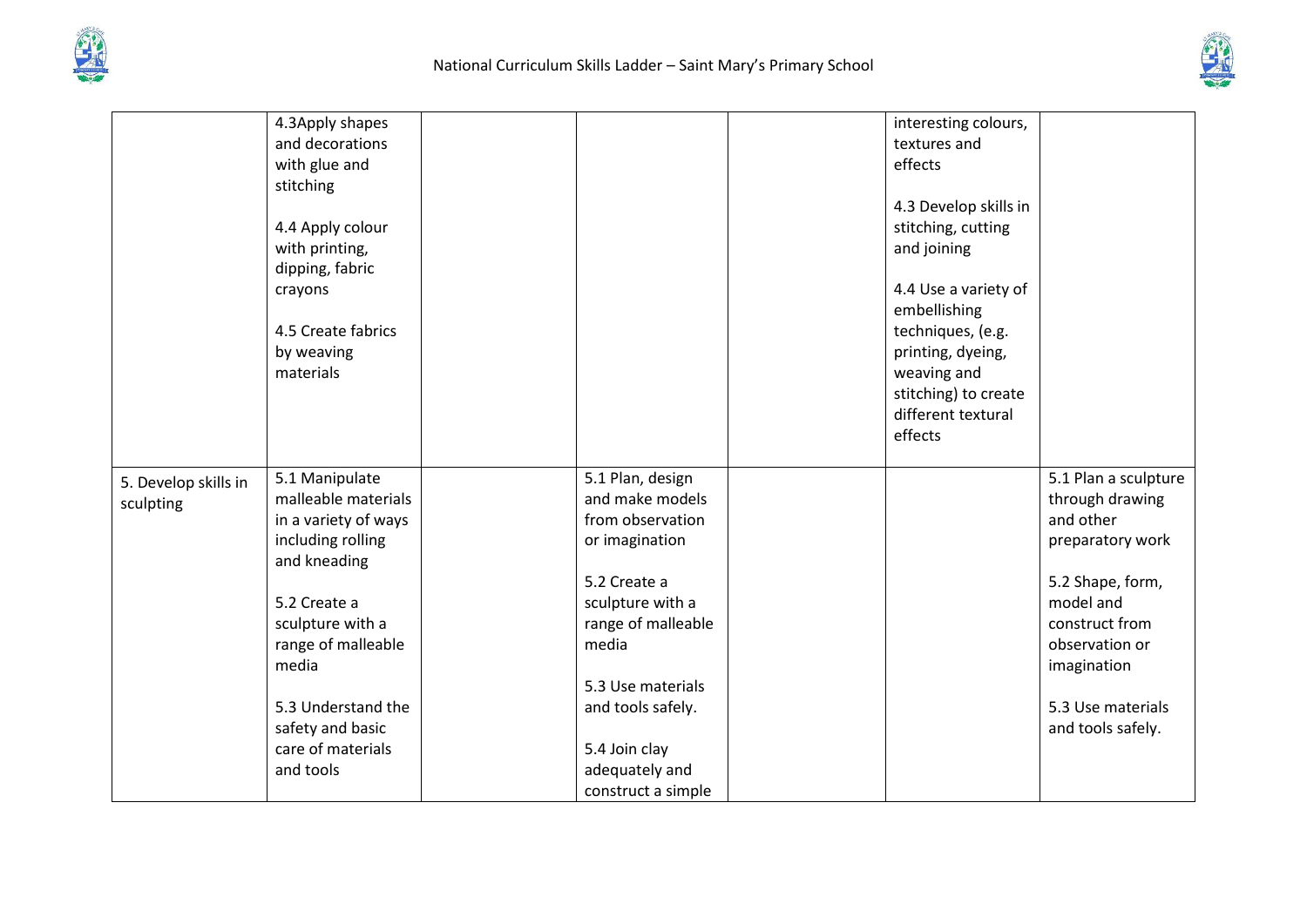| | | | | | | |
|---|---|---|---|---|---|---|
| | 4.3Apply shapes and decorations with glue and stitching<br><br>4.4 Apply colour with printing, dipping, fabric crayons<br><br>4.5 Create fabrics by weaving materials | | | | interesting colours, textures and effects<br><br>4.3 Develop skills in stitching, cutting and joining<br><br>4.4 Use a variety of embellishing techniques, (e.g. printing, dyeing, weaving and stitching) to create different textural effects | |
| 5. Develop skills in sculpting | 5.1 Manipulate malleable materials in a variety of ways including rolling and kneading<br><br>5.2 Create a sculpture with a range of malleable media<br><br>5.3 Understand the safety and basic care of materials and tools | | 5.1 Plan, design and make models from observation or imagination<br><br>5.2 Create a sculpture with a range of malleable media<br><br>5.3 Use materials and tools safely.<br><br>5.4 Join clay adequately and construct a simple | | | 5.1 Plan a sculpture through drawing and other preparatory work<br><br>5.2 Shape, form, model and construct from observation or imagination<br><br>5.3 Use materials and tools safely. |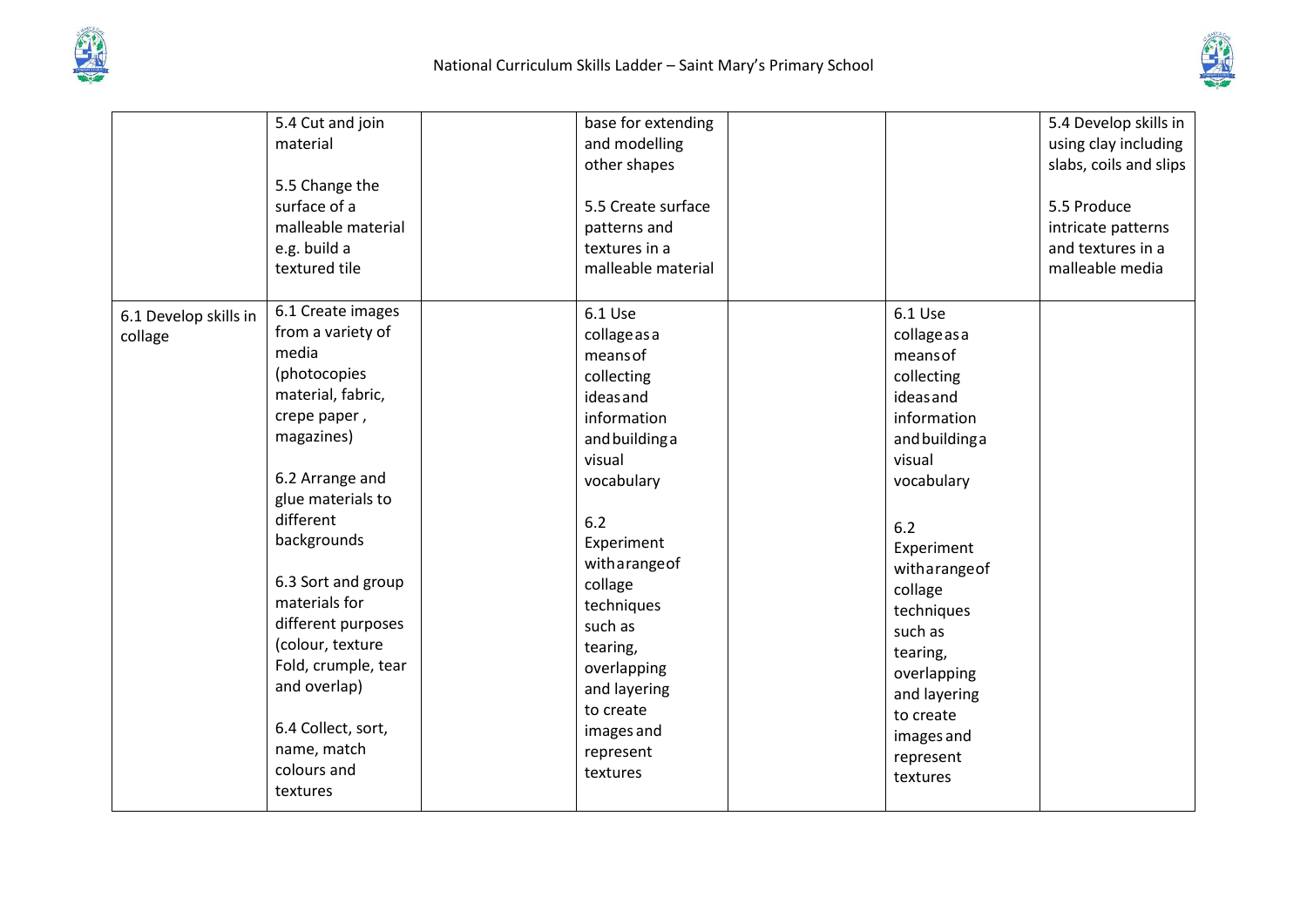| | | | | | | |
|---|---|---|---|---|---|---|
| | 5.4 Cut and join material<br><br>5.5 Change the surface of a malleable material e.g. build a textured tile | | base for extending and modelling other shapes<br><br>5.5 Create surface patterns and textures in a malleable material | | | 5.4 Develop skills in using clay including slabs, coils and slips<br><br>5.5 Produce intricate patterns and textures in a malleable media |
| 6.1 Develop skills in collage | 6.1 Create images from a variety of media (photocopies material, fabric, crepe paper , magazines)<br><br>6.2 Arrange and glue materials to different backgrounds<br><br>6.3 Sort and group materials for different purposes (colour, texture Fold, crumple, tear and overlap)<br><br>6.4 Collect, sort, name, match colours and textures | | 6.1 Use collage as a means of collecting ideas and information and building a visual vocabulary<br><br>6.2 Experiment with a range of collage techniques such as tearing, overlapping and layering to create images and represent textures | | 6.1 Use collage as a means of collecting ideas and information and building a visual vocabulary<br><br>6.2 Experiment with a range of collage techniques such as tearing, overlapping and layering to create images and represent textures | |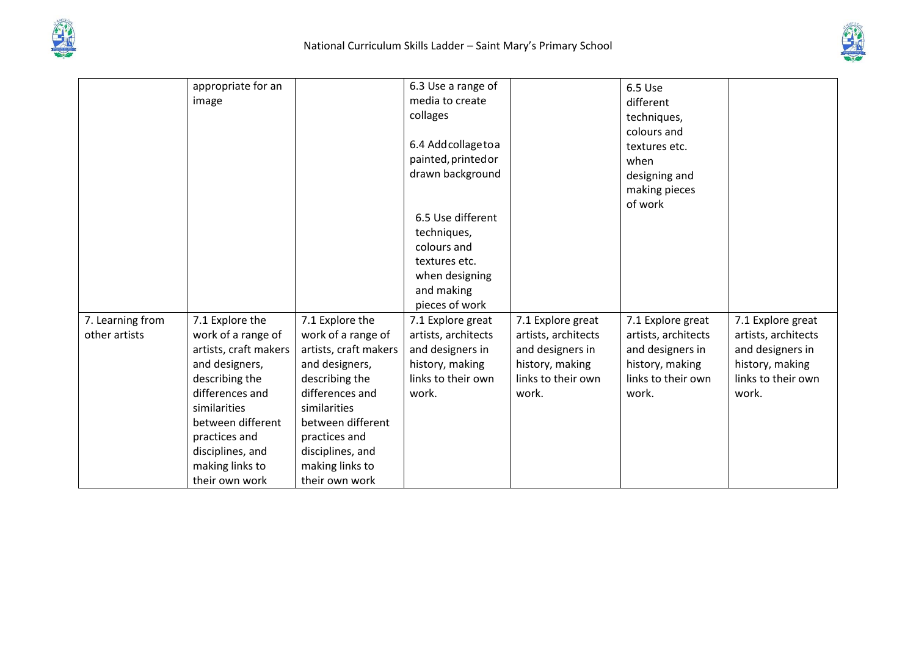| | | | | | | |
|---|---|---|---|---|---|---|
| | appropriate for an image | | 6.3 Use a range of media to create collages<br><br>6.4 Add collage to a painted, printed or drawn background<br><br>6.5 Use different techniques, colours and textures etc. when designing and making pieces of work | | 6.5 Use different techniques, colours and textures etc. when designing and making pieces of work | |
| 7. Learning from other artists | 7.1 Explore the work of a range of artists, craft makers and designers, describing the differences and similarities between different practices and disciplines, and making links to their own work | 7.1 Explore the work of a range of artists, craft makers and designers, describing the differences and similarities between different practices and disciplines, and making links to their own work | 7.1 Explore great artists, architects and designers in history, making links to their own work. | 7.1 Explore great artists, architects and designers in history, making links to their own work. | 7.1 Explore great artists, architects and designers in history, making links to their own work. | 7.1 Explore great artists, architects and designers in history, making links to their own work. |